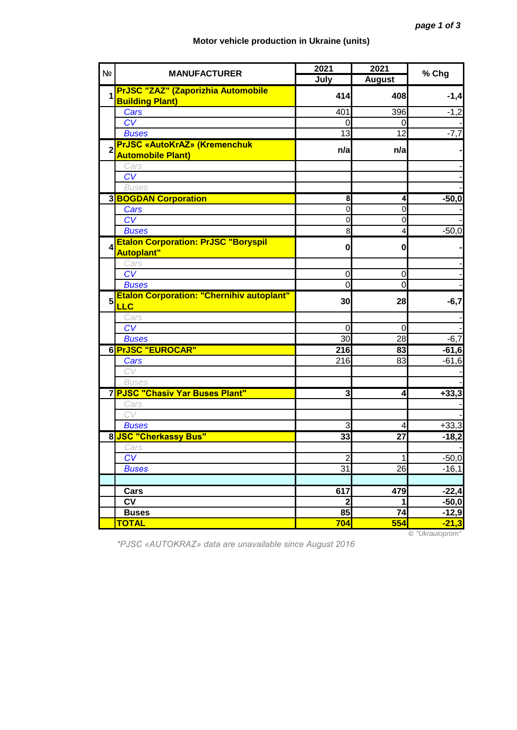# Motor vehicle production in Ukraine (units)

| № | MANUFACTURER | 2021 July | 2021 August | % Chg |
|---|---|---|---|---|
| 1 | **PrJSC "ZAZ" (Zaporizhia Automobile Building Plant)** | **414** | **408** | **-1,4** |
| | *Cars* | 401 | 396 | -1,2 |
| | *CV* | 0 | 0 | - |
| | *Buses* | 13 | 12 | -7,7 |
| 2 | **PrJSC «AutoKrAZ» (Kremenchuk Automobile Plant)** | **n/a** | **n/a** | **-** |
| | *Cars* | | | - |
| | *CV* | | | - |
| | *Buses* | | | - |
| 3 | **BOGDAN Corporation** | **8** | **4** | **-50,0** |
| | *Cars* | 0 | 0 | - |
| | *CV* | 0 | 0 | - |
| | *Buses* | 8 | 4 | -50,0 |
| 4 | **Etalon Corporation: PrJSC "Boryspil Autoplant"** | **0** | **0** | **-** |
| | *Cars* | | | - |
| | *CV* | 0 | 0 | - |
| | *Buses* | 0 | 0 | - |
| 5 | **Etalon Corporation: "Chernihiv autoplant" LLC** | **30** | **28** | **-6,7** |
| | *Cars* | | | - |
| | *CV* | 0 | 0 | - |
| | *Buses* | 30 | 28 | -6,7 |
| 6 | **PrJSC "EUROCAR"** | **216** | **83** | **-61,6** |
| | *Cars* | 216 | 83 | -61,6 |
| | *CV* | | | - |
| | *Buses* | | | - |
| 7 | **PJSC "Chasiv Yar Buses Plant"** | **3** | **4** | **+33,3** |
| | *Cars* | | | - |
| | *CV* | | | - |
| | *Buses* | 3 | 4 | +33,3 |
| 8 | **JSC "Cherkassy Bus"** | **33** | **27** | **-18,2** |
| | *Cars* | | | - |
| | *CV* | 2 | 1 | -50,0 |
| | *Buses* | 31 | 26 | -16,1 |
| | | | | |
| | **Cars** | **617** | **479** | **-22,4** |
| | **CV** | **2** | **1** | **-50,0** |
| | **Buses** | **85** | **74** | **-12,9** |
| | **TOTAL** | **704** | **554** | **-21,3** |

© "Ukrautoprom"

*\*PJSC «AUTOKRAZ» data are unavailable since August 2016*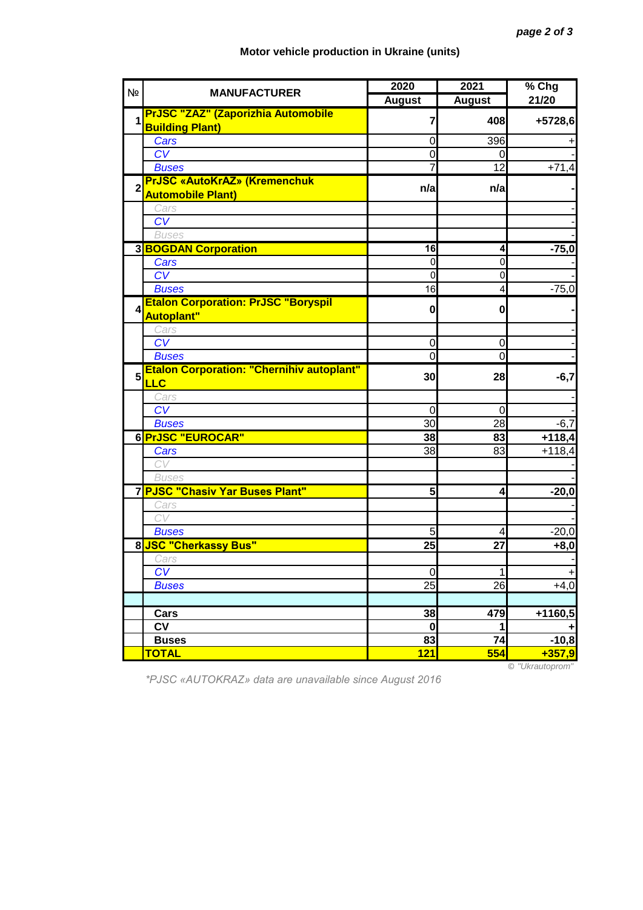**Motor vehicle production in Ukraine (units)**

| № | MANUFACTURER | 2020 August | 2021 August | % Chg 21/20 |
|---|---|---|---|---|
| **1** | **PrJSC "ZAZ" (Zaporizhia Automobile Building Plant)** | **7** | **408** | **+5728,6** |
| | *Cars* | 0 | 396 | + |
| | *CV* | 0 | 0 | - |
| | *Buses* | 7 | 12 | +71,4 |
| **2** | **PrJSC «AutoKrAZ» (Kremenchuk Automobile Plant)** | **n/a** | **n/a** | **-** |
| | *Cars* | | | - |
| | *CV* | | | - |
| | *Buses* | | | - |
| **3** | **BOGDAN Corporation** | **16** | **4** | **-75,0** |
| | *Cars* | 0 | 0 | - |
| | *CV* | 0 | 0 | - |
| | *Buses* | 16 | 4 | -75,0 |
| **4** | **Etalon Corporation: PrJSC "Boryspil Autoplant"** | **0** | **0** | **-** |
| | *Cars* | | | - |
| | *CV* | 0 | 0 | - |
| | *Buses* | 0 | 0 | - |
| **5** | **Etalon Corporation: "Chernihiv autoplant" LLC** | **30** | **28** | **-6,7** |
| | *Cars* | | | - |
| | *CV* | 0 | 0 | - |
| | *Buses* | 30 | 28 | -6,7 |
| **6** | **PrJSC "EUROCAR"** | **38** | **83** | **+118,4** |
| | *Cars* | 38 | 83 | +118,4 |
| | *CV* | | | - |
| | *Buses* | | | - |
| **7** | **PJSC "Chasiv Yar Buses Plant"** | **5** | **4** | **-20,0** |
| | *Cars* | | | - |
| | *CV* | | | - |
| | *Buses* | 5 | 4 | -20,0 |
| **8** | **JSC "Cherkassy Bus"** | **25** | **27** | **+8,0** |
| | *Cars* | | | - |
| | *CV* | 0 | 1 | + |
| | *Buses* | 25 | 26 | +4,0 |
| | | | | |
| | **Cars** | **38** | **479** | **+1160,5** |
| | **CV** | **0** | **1** | **+** |
| | **Buses** | **83** | **74** | **-10,8** |
| | **TOTAL** | **121** | **554** | **+357,9** |

*© "Ukrautoprom"*

*\*PJSC «AUTOKRAZ» data are unavailable since August 2016*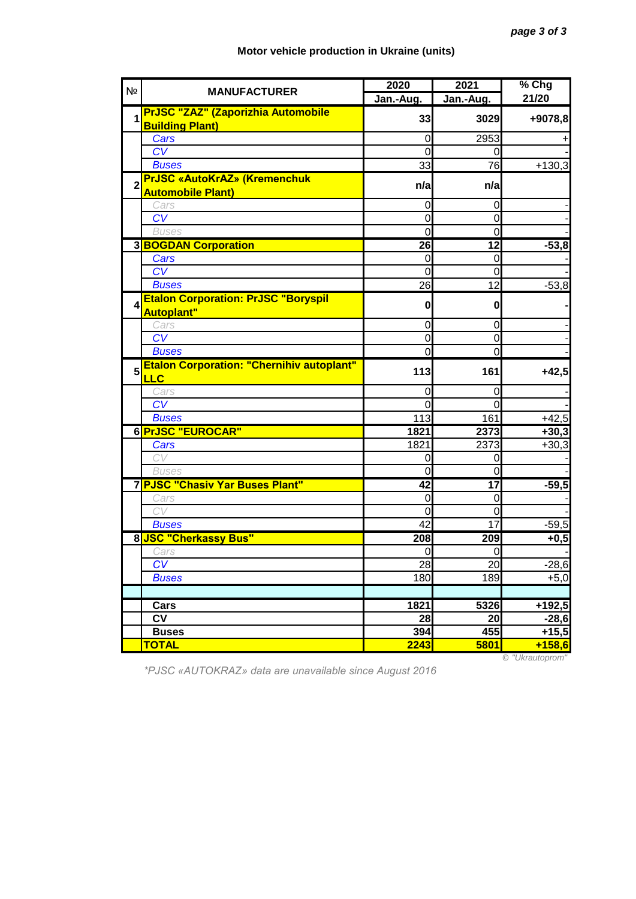## Motor vehicle production in Ukraine (units)

| № | MANUFACTURER | 2020 Jan.-Aug. | 2021 Jan.-Aug. | % Chg 21/20 |
|---|---|---|---|---|
| 1 | **PrJSC "ZAZ" (Zaporizhia Automobile Building Plant)** | **33** | **3029** | **+9078,8** |
| | *Cars* | 0 | 2953 | + |
| | *CV* | 0 | 0 | - |
| | *Buses* | 33 | 76 | +130,3 |
| 2 | **PrJSC «AutoKrAZ» (Kremenchuk Automobile Plant)** | **n/a** | **n/a** | |
| | *Cars* | 0 | 0 | - |
| | *CV* | 0 | 0 | - |
| | *Buses* | 0 | 0 | - |
| 3 | **BOGDAN Corporation** | **26** | **12** | **-53,8** |
| | *Cars* | 0 | 0 | - |
| | *CV* | 0 | 0 | - |
| | *Buses* | 26 | 12 | -53,8 |
| 4 | **Etalon Corporation: PrJSC "Boryspil Autoplant"** | **0** | **0** | **-** |
| | *Cars* | 0 | 0 | - |
| | *CV* | 0 | 0 | - |
| | *Buses* | 0 | 0 | - |
| 5 | **Etalon Corporation: "Chernihiv autoplant" LLC** | **113** | **161** | **+42,5** |
| | *Cars* | 0 | 0 | - |
| | *CV* | 0 | 0 | - |
| | *Buses* | 113 | 161 | +42,5 |
| 6 | **PrJSC "EUROCAR"** | **1821** | **2373** | **+30,3** |
| | *Cars* | 1821 | 2373 | +30,3 |
| | *CV* | 0 | 0 | - |
| | *Buses* | 0 | 0 | - |
| 7 | **PJSC "Chasiv Yar Buses Plant"** | **42** | **17** | **-59,5** |
| | *Cars* | 0 | 0 | - |
| | *CV* | 0 | 0 | - |
| | *Buses* | 42 | 17 | -59,5 |
| 8 | **JSC "Cherkassy Bus"** | **208** | **209** | **+0,5** |
| | *Cars* | 0 | 0 | - |
| | *CV* | 28 | 20 | -28,6 |
| | *Buses* | 180 | 189 | +5,0 |
| | | | | |
| | **Cars** | **1821** | **5326** | **+192,5** |
| | **CV** | **28** | **20** | **-28,6** |
| | **Buses** | **394** | **455** | **+15,5** |
| | **TOTAL** | **2243** | **5801** | **+158,6** |

*© "Ukrautoprom"*

**PJSC «AUTOKRAZ» data are unavailable since August 2016*